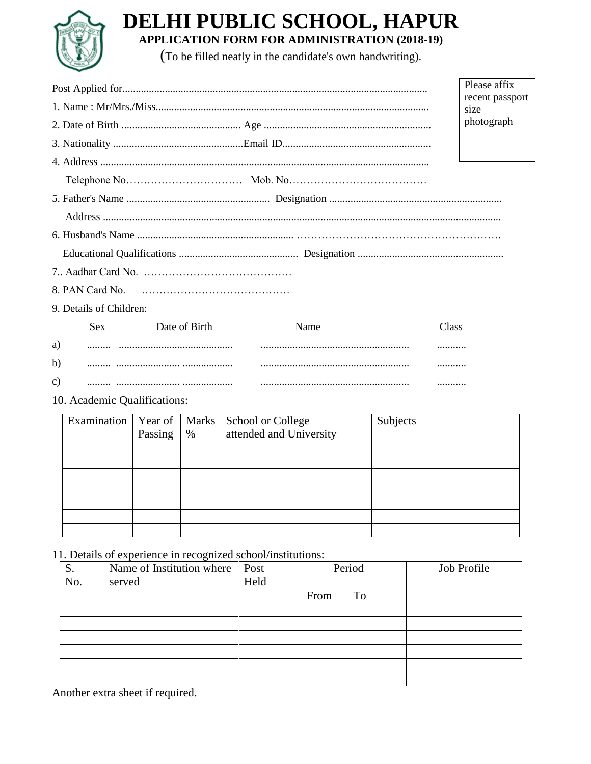# DELHI PUBLIC SCHOOL, HAPUR

**APPLICATION FORM FOR ADMINISTRATION (2018-19)**

(To be filled neatly in the candidate's own handwriting).

Please affix recent passport size photograph

Post Applied for..................................................................................................................

1. Name : Mr/Mrs./Miss......................................................................................................

2. Date of Birth ............................................. Age ...............................................................

3. Nationality .................................................Email ID.......................................................

4. Address ...........................................................................................................................

Telephone No…………………………… Mob. No…………………………………

5. Father's Name ...................................................... Designation ................................................................

Address ....................................................................................................................................................

6. Husband's Name ........................................................... ……………………………………………….

Educational Qualifications ............................................. Designation .......................................................

7.. Aadhar Card No. ……………………………………

8. PAN Card No. ……………………………………

9. Details of Children:

| | Sex | Date of Birth | Name | Class |
|---|---|---|---|---|
| a) | ......... | ........................................... | ........................................................ | ........... |
| b) | ......... | ......................... .................. | ........................................................ | ........... |
| c) | ......... | ......................... .................. | ........................................................ | ........... |

10. Academic Qualifications:

| Examination | Year of Passing | Marks % | School or College attended and University | Subjects |
|---|---|---|---|---|
| | | | | |
| | | | | |
| | | | | |
| | | | | |
| | | | | |
| | | | | |

11. Details of experience in recognized school/institutions:

| S. No. | Name of Institution where served | Post Held | Period | | Job Profile |
|---|---|---|---|---|---|
| | | | From | To | |
| | | | | | |
| | | | | | |
| | | | | | |
| | | | | | |
| | | | | | |
| | | | | | |

Another extra sheet if required.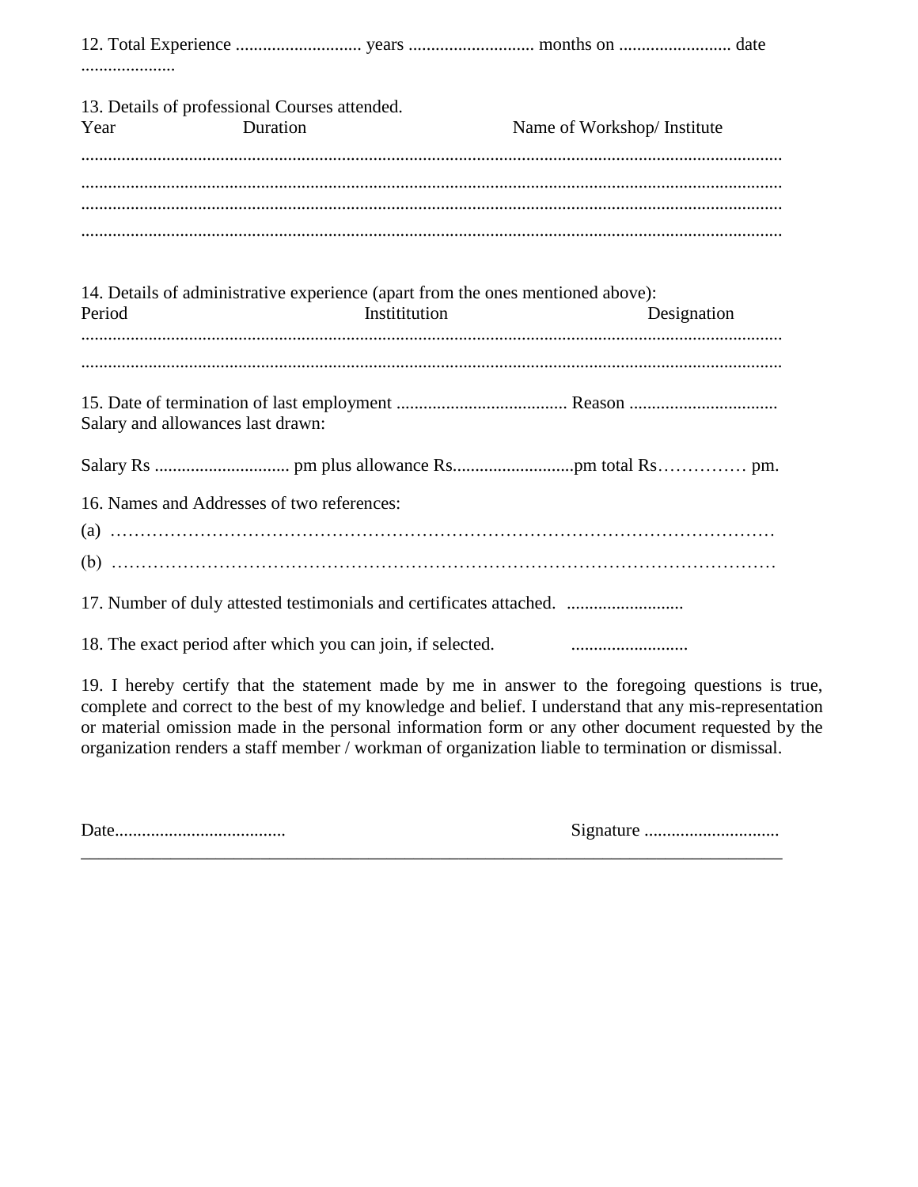12. Total Experience ............................ years ............................ months on .......................... date .....................

13. Details of professional Courses attended.

Year Duration Name of Workshop/ Institute

............................................................................................................................................................

............................................................................................................................................................

............................................................................................................................................................

............................................................................................................................................................

14. Details of administrative experience (apart from the ones mentioned above):

Period Instititution Designation

............................................................................................................................................................

............................................................................................................................................................

15. Date of termination of last employment ...................................... Reason .................................

Salary and allowances last drawn:

Salary Rs .............................. pm plus allowance Rs...........................pm total Rs…………… pm.

16. Names and Addresses of two references:

(a) …………………………………………………………………………………………………

(b) …………………………………………………………………………………………………

17. Number of duly attested testimonials and certificates attached. ..........................

18. The exact period after which you can join, if selected. ..........................

19. I hereby certify that the statement made by me in answer to the foregoing questions is true, complete and correct to the best of my knowledge and belief. I understand that any mis-representation or material omission made in the personal information form or any other document requested by the organization renders a staff member / workman of organization liable to termination or dismissal.

Date...................................... Signature ..............................

---